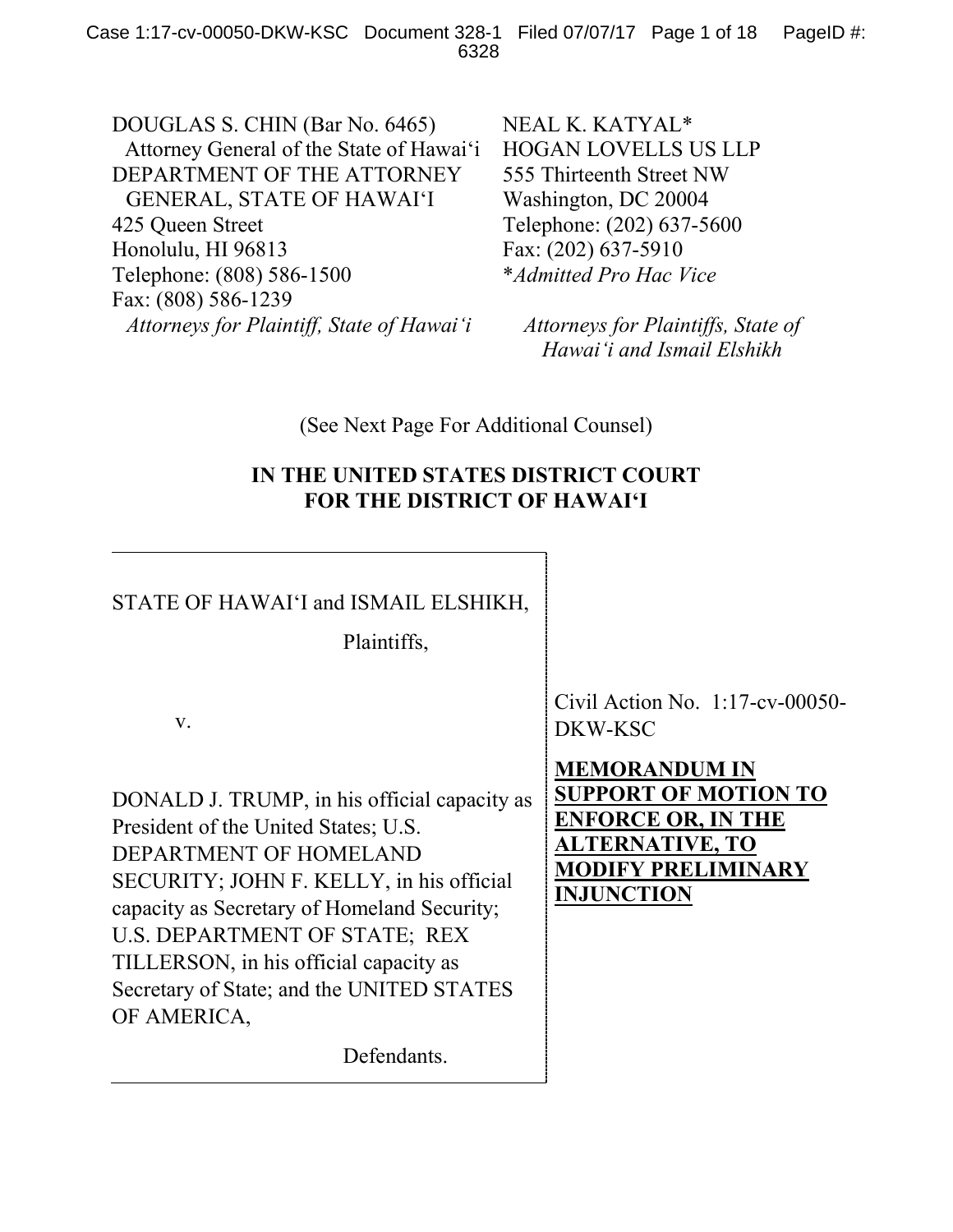DOUGLAS S. CHIN (Bar No. 6465)
Attorney General of the State of Hawai'i
DEPARTMENT OF THE ATTORNEY GENERAL, STATE OF HAWAI'I
425 Queen Street
Honolulu, HI 96813
Telephone: (808) 586-1500
Fax: (808) 586-1239
*Attorneys for Plaintiff, State of Hawai'i*

NEAL K. KATYAL*
HOGAN LOVELLS US LLP
555 Thirteenth Street NW
Washington, DC 20004
Telephone: (202) 637-5600
Fax: (202) 637-5910
**Admitted Pro Hac Vice*

*Attorneys for Plaintiffs, State of Hawai'i and Ismail Elshikh*

(See Next Page For Additional Counsel)

**IN THE UNITED STATES DISTRICT COURT FOR THE DISTRICT OF HAWAI'I**

STATE OF HAWAI'I and ISMAIL ELSHIKH,

Plaintiffs,

v.

DONALD J. TRUMP, in his official capacity as President of the United States; U.S. DEPARTMENT OF HOMELAND SECURITY; JOHN F. KELLY, in his official capacity as Secretary of Homeland Security; U.S. DEPARTMENT OF STATE; REX TILLERSON, in his official capacity as Secretary of State; and the UNITED STATES OF AMERICA,

Defendants.

Civil Action No. 1:17-cv-00050-DKW-KSC

**MEMORANDUM IN SUPPORT OF MOTION TO ENFORCE OR, IN THE ALTERNATIVE, TO MODIFY PRELIMINARY INJUNCTION**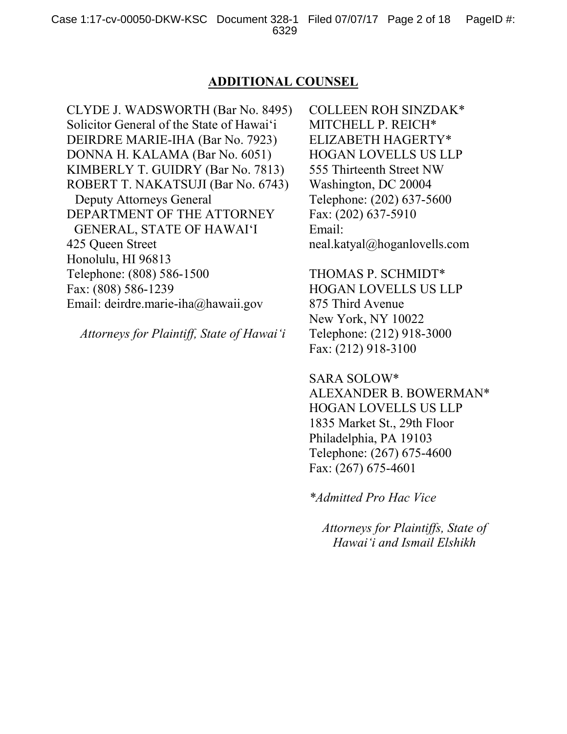## ADDITIONAL COUNSEL

CLYDE J. WADSWORTH (Bar No. 8495)
Solicitor General of the State of Hawai'i
DEIRDRE MARIE-IHA (Bar No. 7923)
DONNA H. KALAMA (Bar No. 6051)
KIMBERLY T. GUIDRY (Bar No. 7813)
ROBERT T. NAKATSUJI (Bar No. 6743)
Deputy Attorneys General
DEPARTMENT OF THE ATTORNEY GENERAL, STATE OF HAWAI'I
425 Queen Street
Honolulu, HI 96813
Telephone: (808) 586-1500
Fax: (808) 586-1239
Email: deirdre.marie-iha@hawaii.gov

*Attorneys for Plaintiff, State of Hawai'i*

COLLEEN ROH SINZDAK*
MITCHELL P. REICH*
ELIZABETH HAGERTY*
HOGAN LOVELLS US LLP
555 Thirteenth Street NW
Washington, DC 20004
Telephone: (202) 637-5600
Fax: (202) 637-5910
Email: neal.katyal@hoganlovells.com

THOMAS P. SCHMIDT*
HOGAN LOVELLS US LLP
875 Third Avenue
New York, NY 10022
Telephone: (212) 918-3000
Fax: (212) 918-3100

SARA SOLOW*
ALEXANDER B. BOWERMAN*
HOGAN LOVELLS US LLP
1835 Market St., 29th Floor
Philadelphia, PA 19103
Telephone: (267) 675-4600
Fax: (267) 675-4601

*\*Admitted Pro Hac Vice*

*Attorneys for Plaintiffs, State of Hawai'i and Ismail Elshikh*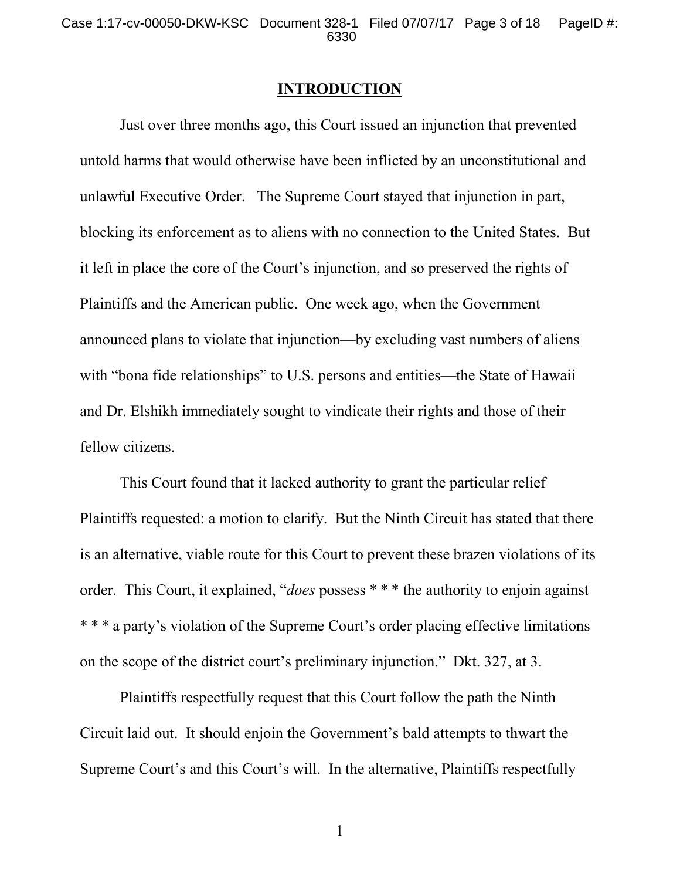## INTRODUCTION

Just over three months ago, this Court issued an injunction that prevented untold harms that would otherwise have been inflicted by an unconstitutional and unlawful Executive Order. The Supreme Court stayed that injunction in part, blocking its enforcement as to aliens with no connection to the United States. But it left in place the core of the Court's injunction, and so preserved the rights of Plaintiffs and the American public. One week ago, when the Government announced plans to violate that injunction—by excluding vast numbers of aliens with "bona fide relationships" to U.S. persons and entities—the State of Hawaii and Dr. Elshikh immediately sought to vindicate their rights and those of their fellow citizens.

This Court found that it lacked authority to grant the particular relief Plaintiffs requested: a motion to clarify. But the Ninth Circuit has stated that there is an alternative, viable route for this Court to prevent these brazen violations of its order. This Court, it explained, "*does* possess * * * the authority to enjoin against * * * a party's violation of the Supreme Court's order placing effective limitations on the scope of the district court's preliminary injunction." Dkt. 327, at 3.

Plaintiffs respectfully request that this Court follow the path the Ninth Circuit laid out. It should enjoin the Government's bald attempts to thwart the Supreme Court's and this Court's will. In the alternative, Plaintiffs respectfully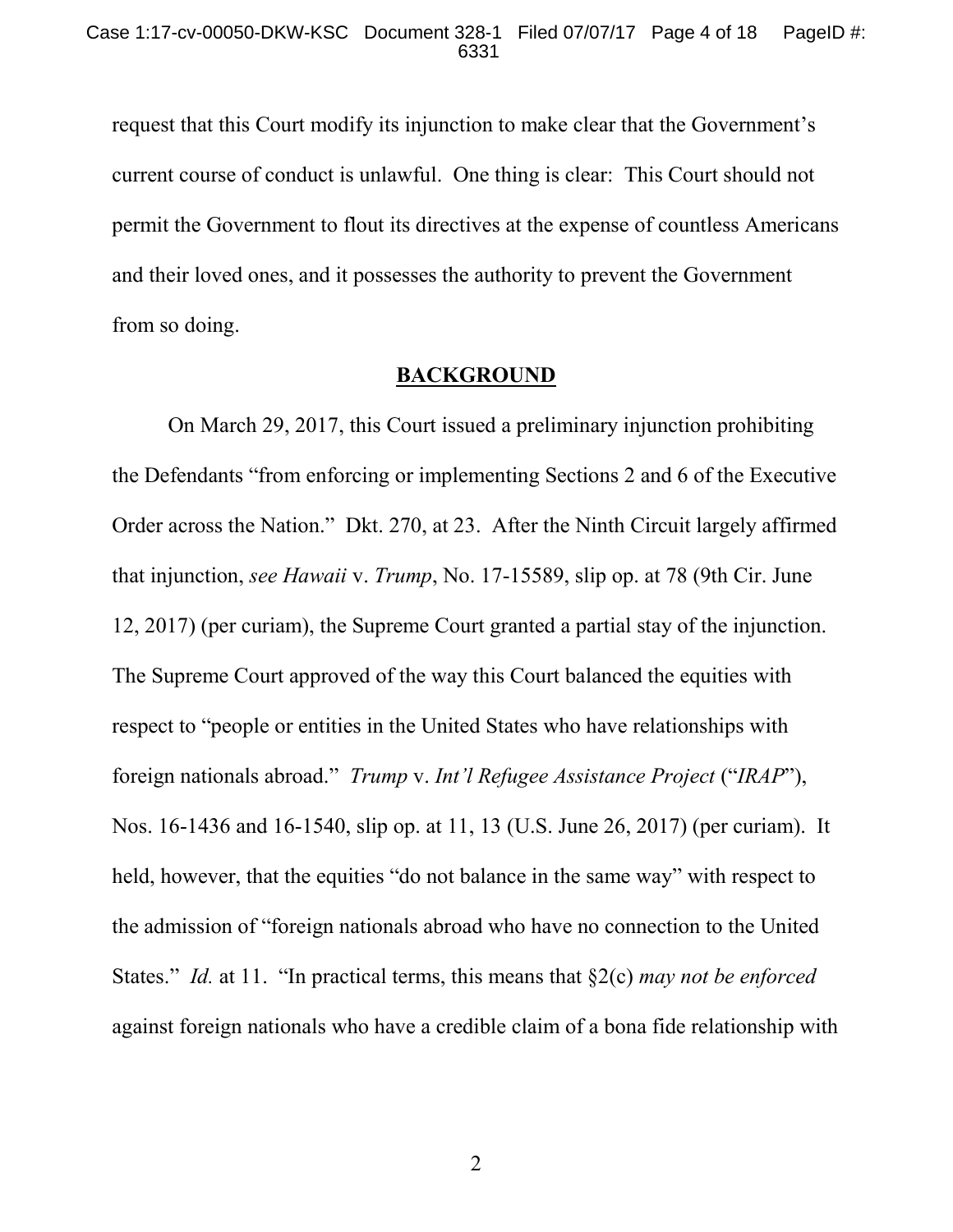request that this Court modify its injunction to make clear that the Government's current course of conduct is unlawful. One thing is clear: This Court should not permit the Government to flout its directives at the expense of countless Americans and their loved ones, and it possesses the authority to prevent the Government from so doing.

## **BACKGROUND**

On March 29, 2017, this Court issued a preliminary injunction prohibiting the Defendants "from enforcing or implementing Sections 2 and 6 of the Executive Order across the Nation." Dkt. 270, at 23. After the Ninth Circuit largely affirmed that injunction, *see Hawaii* v. *Trump*, No. 17-15589, slip op. at 78 (9th Cir. June 12, 2017) (per curiam), the Supreme Court granted a partial stay of the injunction. The Supreme Court approved of the way this Court balanced the equities with respect to "people or entities in the United States who have relationships with foreign nationals abroad." *Trump* v. *Int'l Refugee Assistance Project* ("*IRAP*"), Nos. 16-1436 and 16-1540, slip op. at 11, 13 (U.S. June 26, 2017) (per curiam). It held, however, that the equities "do not balance in the same way" with respect to the admission of "foreign nationals abroad who have no connection to the United States." *Id.* at 11. "In practical terms, this means that §2(c) *may not be enforced* against foreign nationals who have a credible claim of a bona fide relationship with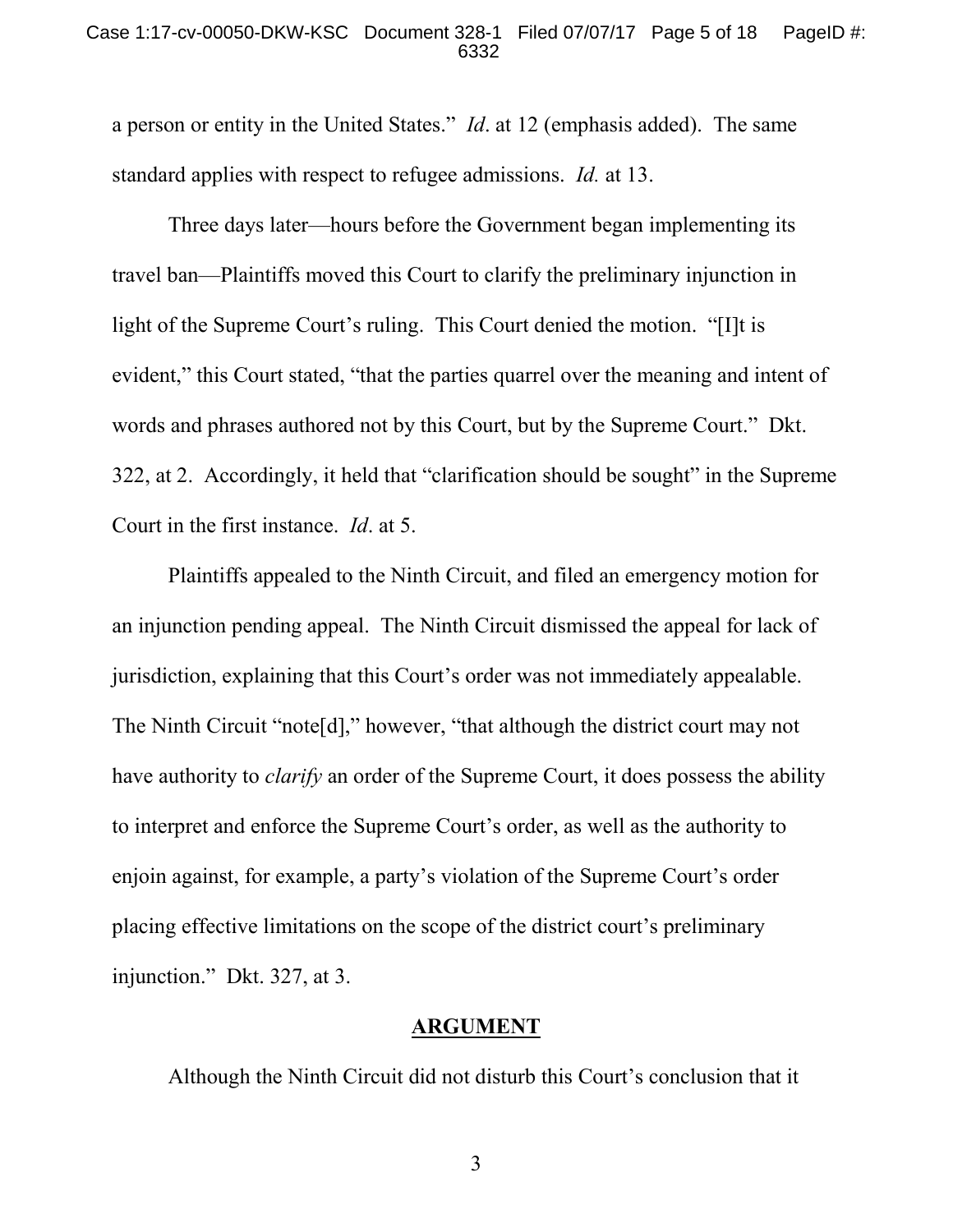a person or entity in the United States." *Id*. at 12 (emphasis added). The same standard applies with respect to refugee admissions. *Id.* at 13.

Three days later—hours before the Government began implementing its travel ban—Plaintiffs moved this Court to clarify the preliminary injunction in light of the Supreme Court's ruling. This Court denied the motion. "[I]t is evident," this Court stated, "that the parties quarrel over the meaning and intent of words and phrases authored not by this Court, but by the Supreme Court." Dkt. 322, at 2. Accordingly, it held that "clarification should be sought" in the Supreme Court in the first instance. *Id*. at 5.

Plaintiffs appealed to the Ninth Circuit, and filed an emergency motion for an injunction pending appeal. The Ninth Circuit dismissed the appeal for lack of jurisdiction, explaining that this Court's order was not immediately appealable. The Ninth Circuit "note[d]," however, "that although the district court may not have authority to *clarify* an order of the Supreme Court, it does possess the ability to interpret and enforce the Supreme Court's order, as well as the authority to enjoin against, for example, a party's violation of the Supreme Court's order placing effective limitations on the scope of the district court's preliminary injunction." Dkt. 327, at 3.

## ARGUMENT

Although the Ninth Circuit did not disturb this Court's conclusion that it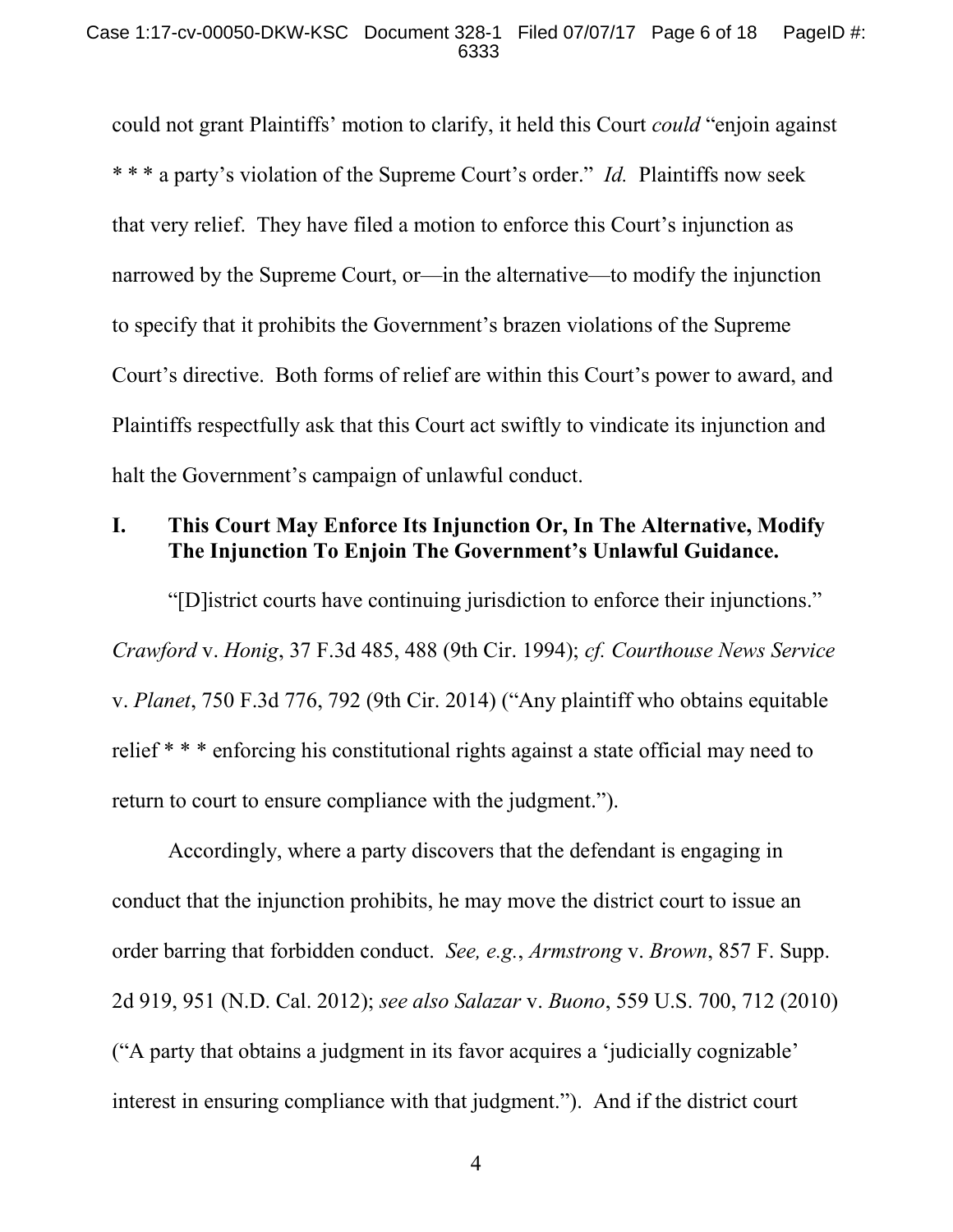could not grant Plaintiffs' motion to clarify, it held this Court *could* "enjoin against * * * a party's violation of the Supreme Court's order." *Id.* Plaintiffs now seek that very relief. They have filed a motion to enforce this Court's injunction as narrowed by the Supreme Court, or—in the alternative—to modify the injunction to specify that it prohibits the Government's brazen violations of the Supreme Court's directive. Both forms of relief are within this Court's power to award, and Plaintiffs respectfully ask that this Court act swiftly to vindicate its injunction and halt the Government's campaign of unlawful conduct.

## I. This Court May Enforce Its Injunction Or, In The Alternative, Modify The Injunction To Enjoin The Government's Unlawful Guidance.

"[D]istrict courts have continuing jurisdiction to enforce their injunctions." *Crawford* v. *Honig*, 37 F.3d 485, 488 (9th Cir. 1994); *cf. Courthouse News Service* v. *Planet*, 750 F.3d 776, 792 (9th Cir. 2014) ("Any plaintiff who obtains equitable relief * * * enforcing his constitutional rights against a state official may need to return to court to ensure compliance with the judgment.").

Accordingly, where a party discovers that the defendant is engaging in conduct that the injunction prohibits, he may move the district court to issue an order barring that forbidden conduct. *See, e.g.*, *Armstrong* v. *Brown*, 857 F. Supp. 2d 919, 951 (N.D. Cal. 2012); *see also Salazar* v. *Buono*, 559 U.S. 700, 712 (2010) ("A party that obtains a judgment in its favor acquires a 'judicially cognizable' interest in ensuring compliance with that judgment."). And if the district court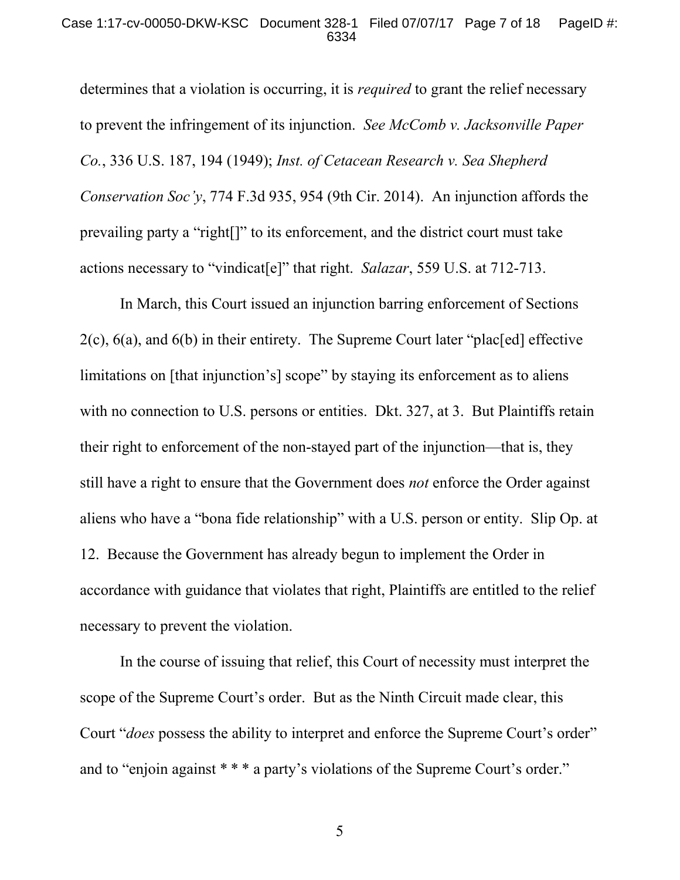determines that a violation is occurring, it is *required* to grant the relief necessary to prevent the infringement of its injunction. *See McComb v. Jacksonville Paper Co.*, 336 U.S. 187, 194 (1949); *Inst. of Cetacean Research v. Sea Shepherd Conservation Soc'y*, 774 F.3d 935, 954 (9th Cir. 2014). An injunction affords the prevailing party a "right[]" to its enforcement, and the district court must take actions necessary to "vindicat[e]" that right. *Salazar*, 559 U.S. at 712-713.

In March, this Court issued an injunction barring enforcement of Sections 2(c), 6(a), and 6(b) in their entirety. The Supreme Court later "plac[ed] effective limitations on [that injunction's] scope" by staying its enforcement as to aliens with no connection to U.S. persons or entities. Dkt. 327, at 3. But Plaintiffs retain their right to enforcement of the non-stayed part of the injunction—that is, they still have a right to ensure that the Government does *not* enforce the Order against aliens who have a "bona fide relationship" with a U.S. person or entity. Slip Op. at 12. Because the Government has already begun to implement the Order in accordance with guidance that violates that right, Plaintiffs are entitled to the relief necessary to prevent the violation.

In the course of issuing that relief, this Court of necessity must interpret the scope of the Supreme Court's order. But as the Ninth Circuit made clear, this Court "*does* possess the ability to interpret and enforce the Supreme Court's order" and to "enjoin against * * * a party's violations of the Supreme Court's order."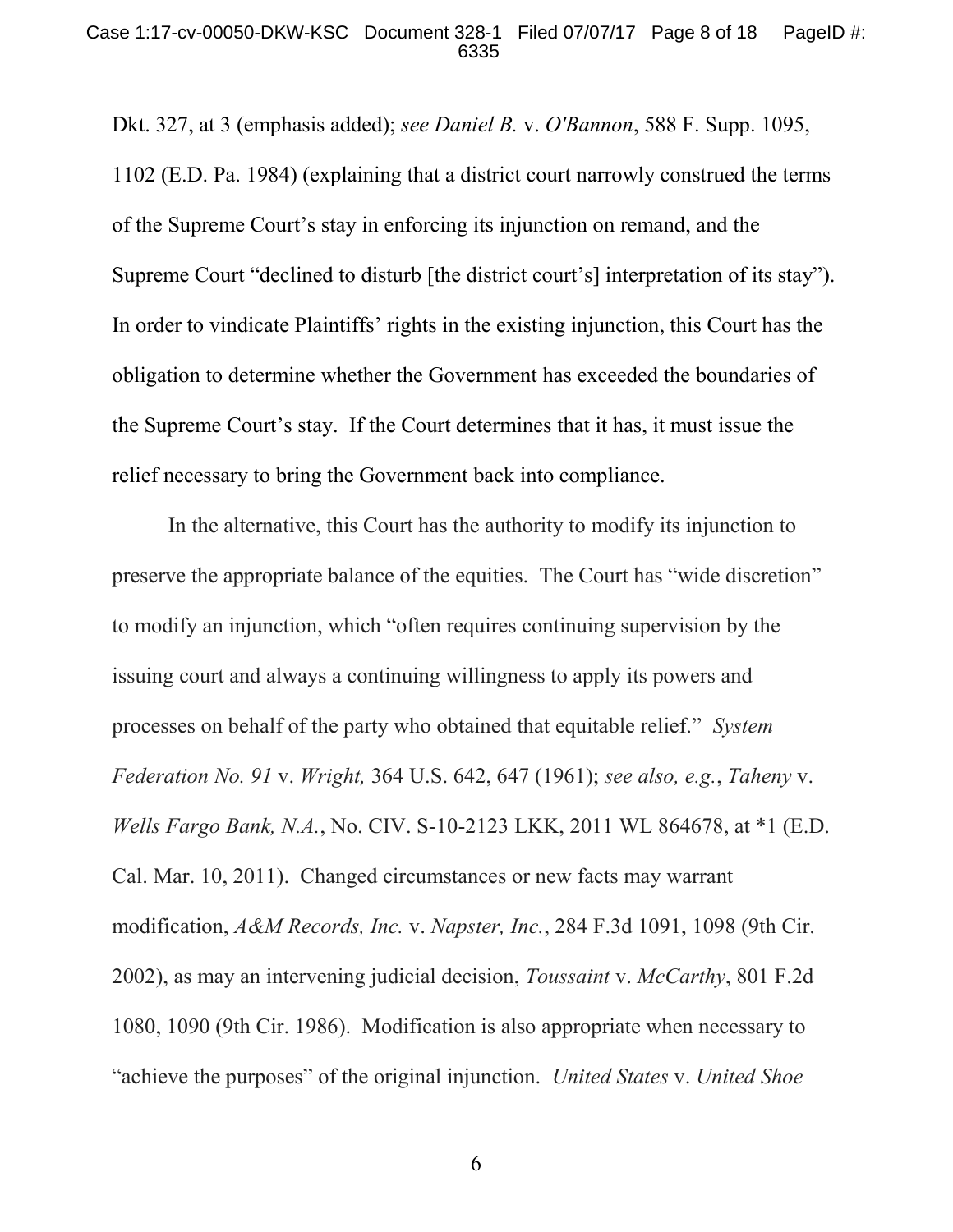Dkt. 327, at 3 (emphasis added); *see Daniel B.* v. *O'Bannon*, 588 F. Supp. 1095, 1102 (E.D. Pa. 1984) (explaining that a district court narrowly construed the terms of the Supreme Court's stay in enforcing its injunction on remand, and the Supreme Court "declined to disturb [the district court's] interpretation of its stay"). In order to vindicate Plaintiffs' rights in the existing injunction, this Court has the obligation to determine whether the Government has exceeded the boundaries of the Supreme Court's stay. If the Court determines that it has, it must issue the relief necessary to bring the Government back into compliance.

In the alternative, this Court has the authority to modify its injunction to preserve the appropriate balance of the equities. The Court has "wide discretion" to modify an injunction, which "often requires continuing supervision by the issuing court and always a continuing willingness to apply its powers and processes on behalf of the party who obtained that equitable relief." *System Federation No. 91* v. *Wright,* 364 U.S. 642, 647 (1961); *see also, e.g.*, *Taheny* v. *Wells Fargo Bank, N.A.*, No. CIV. S-10-2123 LKK, 2011 WL 864678, at *1 (E.D. Cal. Mar. 10, 2011). Changed circumstances or new facts may warrant modification, *A&M Records, Inc.* v. *Napster, Inc.*, 284 F.3d 1091, 1098 (9th Cir. 2002), as may an intervening judicial decision, *Toussaint* v. *McCarthy*, 801 F.2d 1080, 1090 (9th Cir. 1986). Modification is also appropriate when necessary to "achieve the purposes" of the original injunction. *United States* v. *United Shoe*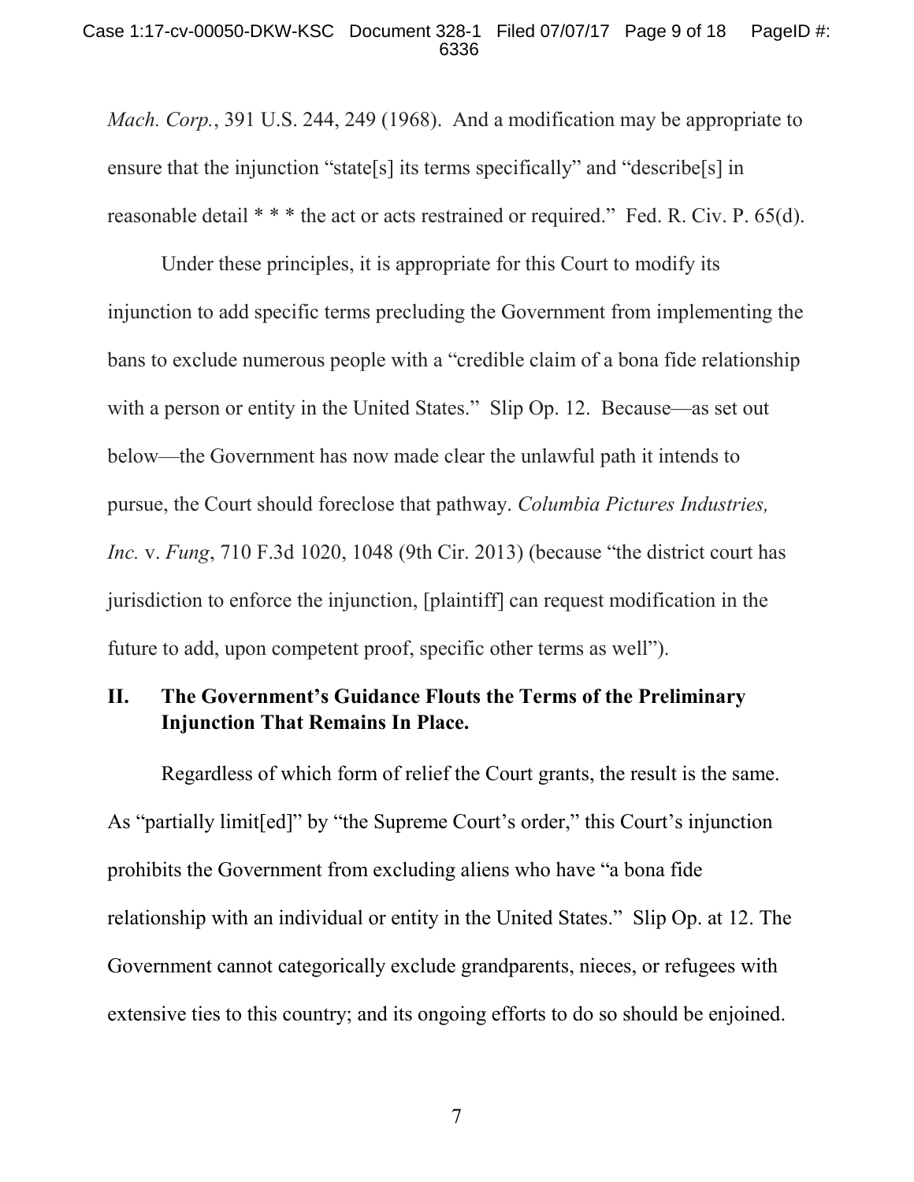*Mach. Corp.*, 391 U.S. 244, 249 (1968). And a modification may be appropriate to ensure that the injunction "state[s] its terms specifically" and "describe[s] in reasonable detail * * * the act or acts restrained or required." Fed. R. Civ. P. 65(d).

Under these principles, it is appropriate for this Court to modify its injunction to add specific terms precluding the Government from implementing the bans to exclude numerous people with a "credible claim of a bona fide relationship with a person or entity in the United States." Slip Op. 12. Because—as set out below—the Government has now made clear the unlawful path it intends to pursue, the Court should foreclose that pathway. *Columbia Pictures Industries, Inc.* v. *Fung*, 710 F.3d 1020, 1048 (9th Cir. 2013) (because "the district court has jurisdiction to enforce the injunction, [plaintiff] can request modification in the future to add, upon competent proof, specific other terms as well").

## II. The Government's Guidance Flouts the Terms of the Preliminary Injunction That Remains In Place.

Regardless of which form of relief the Court grants, the result is the same. As "partially limit[ed]" by "the Supreme Court's order," this Court's injunction prohibits the Government from excluding aliens who have "a bona fide relationship with an individual or entity in the United States." Slip Op. at 12. The Government cannot categorically exclude grandparents, nieces, or refugees with extensive ties to this country; and its ongoing efforts to do so should be enjoined.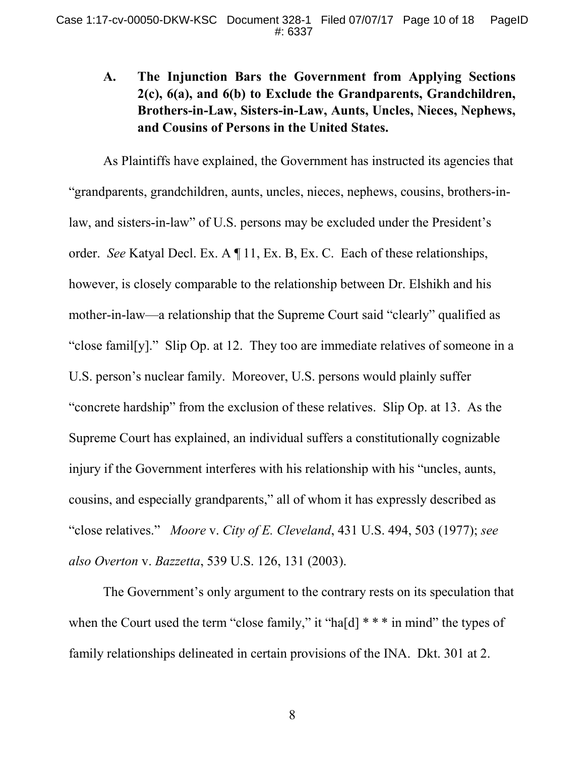### A. The Injunction Bars the Government from Applying Sections 2(c), 6(a), and 6(b) to Exclude the Grandparents, Grandchildren, Brothers-in-Law, Sisters-in-Law, Aunts, Uncles, Nieces, Nephews, and Cousins of Persons in the United States.

As Plaintiffs have explained, the Government has instructed its agencies that "grandparents, grandchildren, aunts, uncles, nieces, nephews, cousins, brothers-in-law, and sisters-in-law" of U.S. persons may be excluded under the President's order. *See* Katyal Decl. Ex. A ¶ 11, Ex. B, Ex. C. Each of these relationships, however, is closely comparable to the relationship between Dr. Elshikh and his mother-in-law—a relationship that the Supreme Court said "clearly" qualified as "close famil[y]." Slip Op. at 12. They too are immediate relatives of someone in a U.S. person's nuclear family. Moreover, U.S. persons would plainly suffer "concrete hardship" from the exclusion of these relatives. Slip Op. at 13. As the Supreme Court has explained, an individual suffers a constitutionally cognizable injury if the Government interferes with his relationship with his "uncles, aunts, cousins, and especially grandparents," all of whom it has expressly described as "close relatives." *Moore* v. *City of E. Cleveland*, 431 U.S. 494, 503 (1977); *see also Overton* v. *Bazzetta*, 539 U.S. 126, 131 (2003).

The Government's only argument to the contrary rests on its speculation that when the Court used the term "close family," it "ha[d] * * * in mind" the types of family relationships delineated in certain provisions of the INA. Dkt. 301 at 2.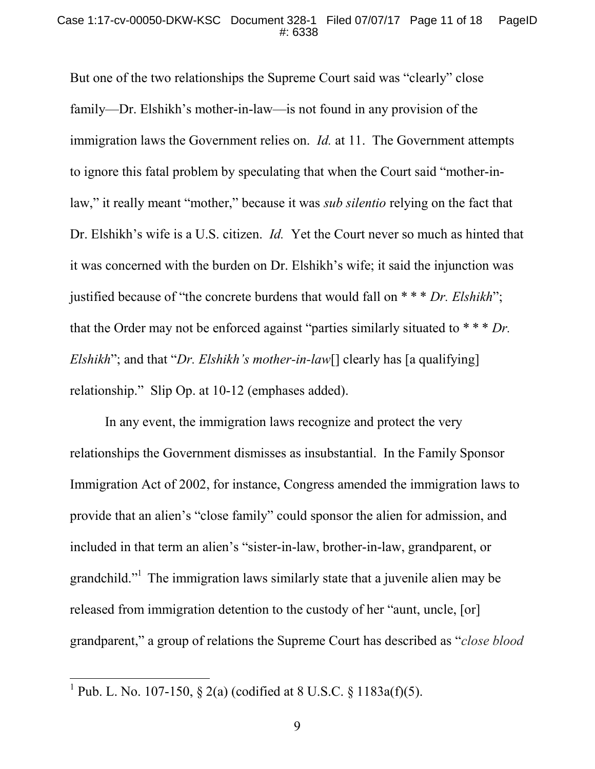But one of the two relationships the Supreme Court said was "clearly" close family—Dr. Elshikh's mother-in-law—is not found in any provision of the immigration laws the Government relies on. *Id.* at 11. The Government attempts to ignore this fatal problem by speculating that when the Court said "mother-in-law," it really meant "mother," because it was *sub silentio* relying on the fact that Dr. Elshikh's wife is a U.S. citizen. *Id.* Yet the Court never so much as hinted that it was concerned with the burden on Dr. Elshikh's wife; it said the injunction was justified because of "the concrete burdens that would fall on * * * *Dr. Elshikh*"; that the Order may not be enforced against "parties similarly situated to * * * *Dr. Elshikh*"; and that "*Dr. Elshikh's mother-in-law*[] clearly has [a qualifying] relationship." Slip Op. at 10-12 (emphases added).

In any event, the immigration laws recognize and protect the very relationships the Government dismisses as insubstantial. In the Family Sponsor Immigration Act of 2002, for instance, Congress amended the immigration laws to provide that an alien's "close family" could sponsor the alien for admission, and included in that term an alien's "sister-in-law, brother-in-law, grandparent, or grandchild."[1] The immigration laws similarly state that a juvenile alien may be released from immigration detention to the custody of her "aunt, uncle, [or] grandparent," a group of relations the Supreme Court has described as "*close blood*

---

[1] Pub. L. No. 107-150, § 2(a) (codified at 8 U.S.C. § 1183a(f)(5).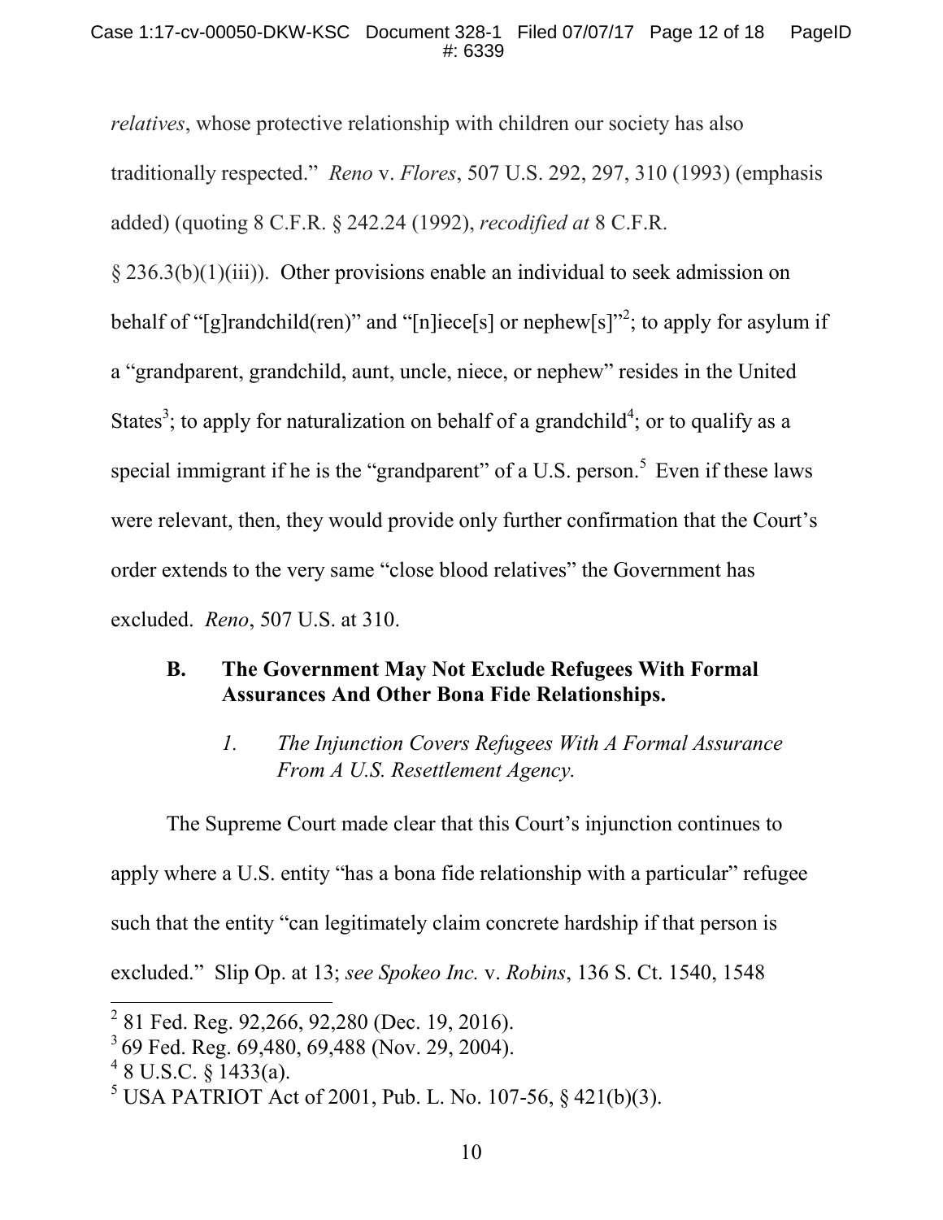*relatives*, whose protective relationship with children our society has also traditionally respected." *Reno* v. *Flores*, 507 U.S. 292, 297, 310 (1993) (emphasis added) (quoting 8 C.F.R. § 242.24 (1992), *recodified at* 8 C.F.R. § 236.3(b)(1)(iii)). Other provisions enable an individual to seek admission on behalf of "[g]randchild(ren)" and "[n]iece[s] or nephew[s]"[2]; to apply for asylum if a "grandparent, grandchild, aunt, uncle, niece, or nephew" resides in the United States[3]; to apply for naturalization on behalf of a grandchild[4]; or to qualify as a special immigrant if he is the "grandparent" of a U.S. person.[5] Even if these laws were relevant, then, they would provide only further confirmation that the Court's order extends to the very same "close blood relatives" the Government has excluded. *Reno*, 507 U.S. at 310.

### B. The Government May Not Exclude Refugees With Formal Assurances And Other Bona Fide Relationships.

#### *1. The Injunction Covers Refugees With A Formal Assurance From A U.S. Resettlement Agency.*

The Supreme Court made clear that this Court's injunction continues to apply where a U.S. entity "has a bona fide relationship with a particular" refugee such that the entity "can legitimately claim concrete hardship if that person is excluded." Slip Op. at 13; *see Spokeo Inc.* v. *Robins*, 136 S. Ct. 1540, 1548

---

[2] 81 Fed. Reg. 92,266, 92,280 (Dec. 19, 2016).

[3] 69 Fed. Reg. 69,480, 69,488 (Nov. 29, 2004).

[4] 8 U.S.C. § 1433(a).

[5] USA PATRIOT Act of 2001, Pub. L. No. 107-56, § 421(b)(3).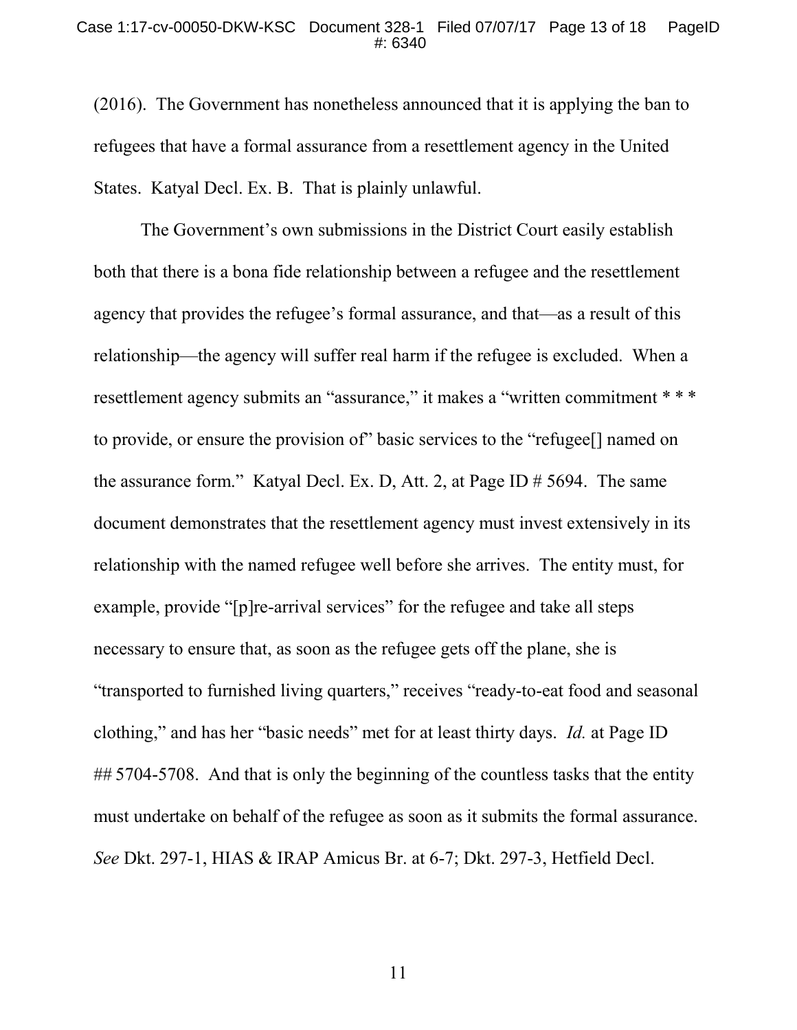(2016). The Government has nonetheless announced that it is applying the ban to refugees that have a formal assurance from a resettlement agency in the United States. Katyal Decl. Ex. B. That is plainly unlawful.

The Government's own submissions in the District Court easily establish both that there is a bona fide relationship between a refugee and the resettlement agency that provides the refugee's formal assurance, and that—as a result of this relationship—the agency will suffer real harm if the refugee is excluded. When a resettlement agency submits an "assurance," it makes a "written commitment * * * to provide, or ensure the provision of" basic services to the "refugee[] named on the assurance form." Katyal Decl. Ex. D, Att. 2, at Page ID # 5694. The same document demonstrates that the resettlement agency must invest extensively in its relationship with the named refugee well before she arrives. The entity must, for example, provide "[p]re-arrival services" for the refugee and take all steps necessary to ensure that, as soon as the refugee gets off the plane, she is "transported to furnished living quarters," receives "ready-to-eat food and seasonal clothing," and has her "basic needs" met for at least thirty days. *Id.* at Page ID ## 5704-5708. And that is only the beginning of the countless tasks that the entity must undertake on behalf of the refugee as soon as it submits the formal assurance. *See* Dkt. 297-1, HIAS & IRAP Amicus Br. at 6-7; Dkt. 297-3, Hetfield Decl.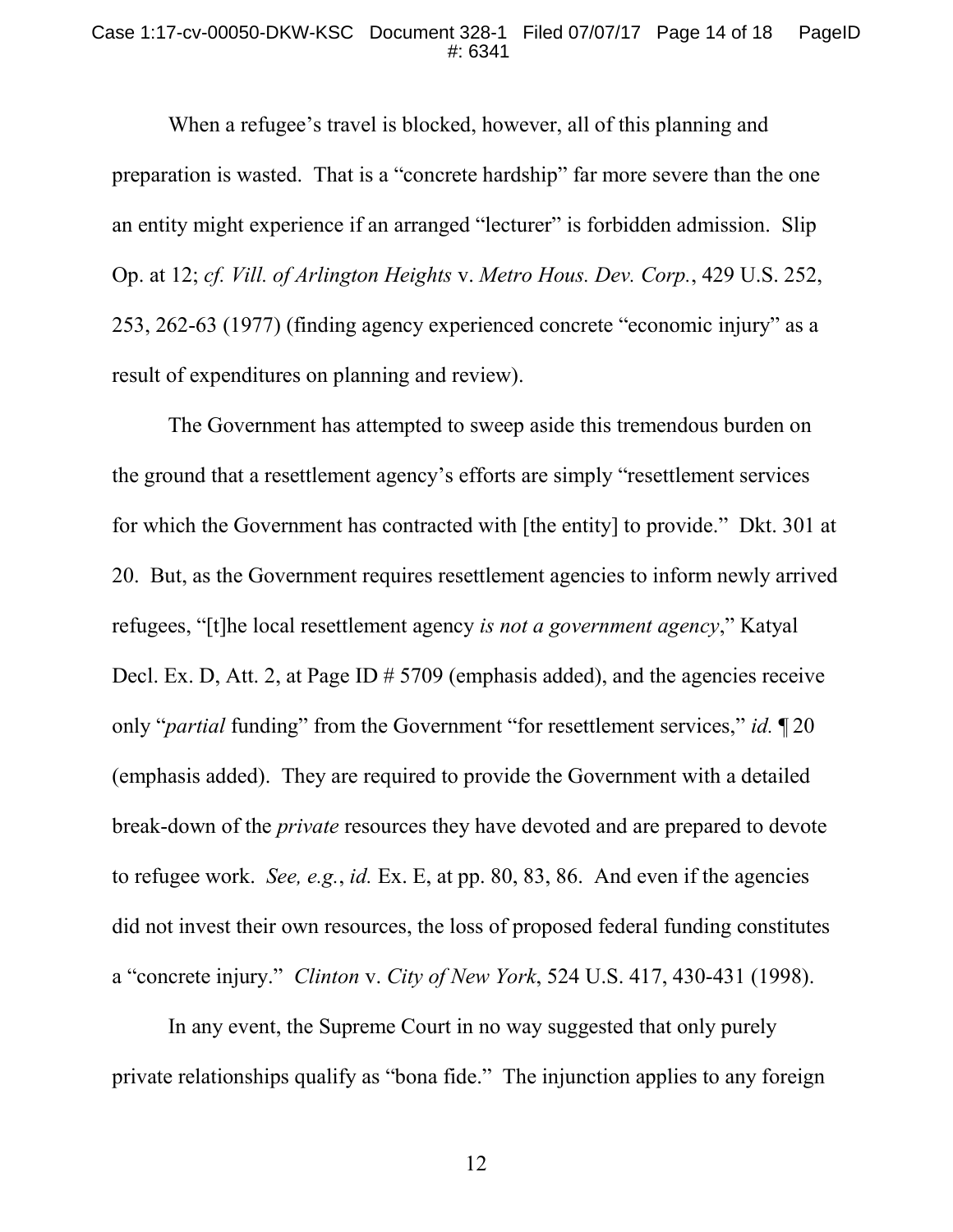When a refugee's travel is blocked, however, all of this planning and preparation is wasted. That is a "concrete hardship" far more severe than the one an entity might experience if an arranged "lecturer" is forbidden admission. Slip Op. at 12; *cf. Vill. of Arlington Heights* v. *Metro Hous. Dev. Corp.*, 429 U.S. 252, 253, 262-63 (1977) (finding agency experienced concrete "economic injury" as a result of expenditures on planning and review).

The Government has attempted to sweep aside this tremendous burden on the ground that a resettlement agency's efforts are simply "resettlement services for which the Government has contracted with [the entity] to provide." Dkt. 301 at 20. But, as the Government requires resettlement agencies to inform newly arrived refugees, "[t]he local resettlement agency *is not a government agency*," Katyal Decl. Ex. D, Att. 2, at Page ID # 5709 (emphasis added), and the agencies receive only "*partial* funding" from the Government "for resettlement services," *id.* ¶ 20 (emphasis added). They are required to provide the Government with a detailed break-down of the *private* resources they have devoted and are prepared to devote to refugee work. *See, e.g.*, *id.* Ex. E, at pp. 80, 83, 86. And even if the agencies did not invest their own resources, the loss of proposed federal funding constitutes a "concrete injury." *Clinton* v. *City of New York*, 524 U.S. 417, 430-431 (1998).

In any event, the Supreme Court in no way suggested that only purely private relationships qualify as "bona fide." The injunction applies to any foreign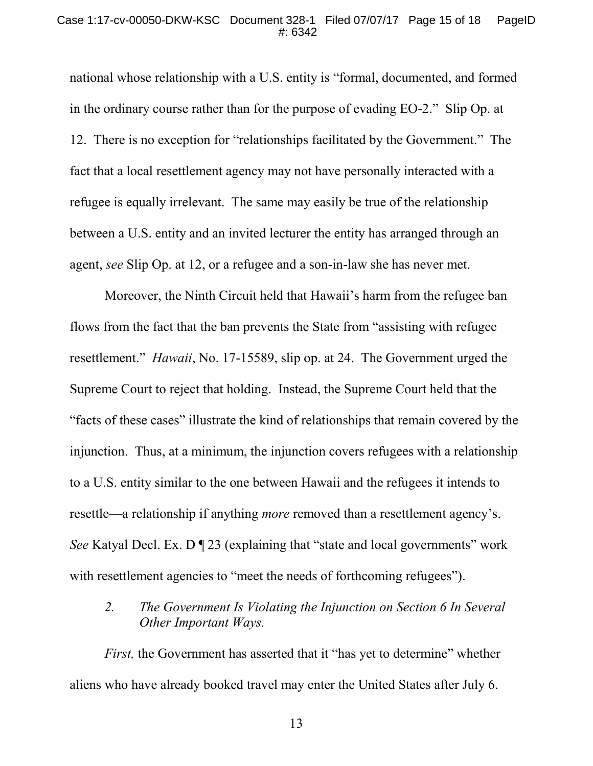national whose relationship with a U.S. entity is "formal, documented, and formed in the ordinary course rather than for the purpose of evading EO-2." Slip Op. at 12. There is no exception for "relationships facilitated by the Government." The fact that a local resettlement agency may not have personally interacted with a refugee is equally irrelevant. The same may easily be true of the relationship between a U.S. entity and an invited lecturer the entity has arranged through an agent, *see* Slip Op. at 12, or a refugee and a son-in-law she has never met.

Moreover, the Ninth Circuit held that Hawaii's harm from the refugee ban flows from the fact that the ban prevents the State from "assisting with refugee resettlement." *Hawaii*, No. 17-15589, slip op. at 24. The Government urged the Supreme Court to reject that holding. Instead, the Supreme Court held that the "facts of these cases" illustrate the kind of relationships that remain covered by the injunction. Thus, at a minimum, the injunction covers refugees with a relationship to a U.S. entity similar to the one between Hawaii and the refugees it intends to resettle—a relationship if anything *more* removed than a resettlement agency's. *See* Katyal Decl. Ex. D ¶ 23 (explaining that "state and local governments" work with resettlement agencies to "meet the needs of forthcoming refugees").

*2. The Government Is Violating the Injunction on Section 6 In Several Other Important Ways.*

*First,* the Government has asserted that it "has yet to determine" whether aliens who have already booked travel may enter the United States after July 6.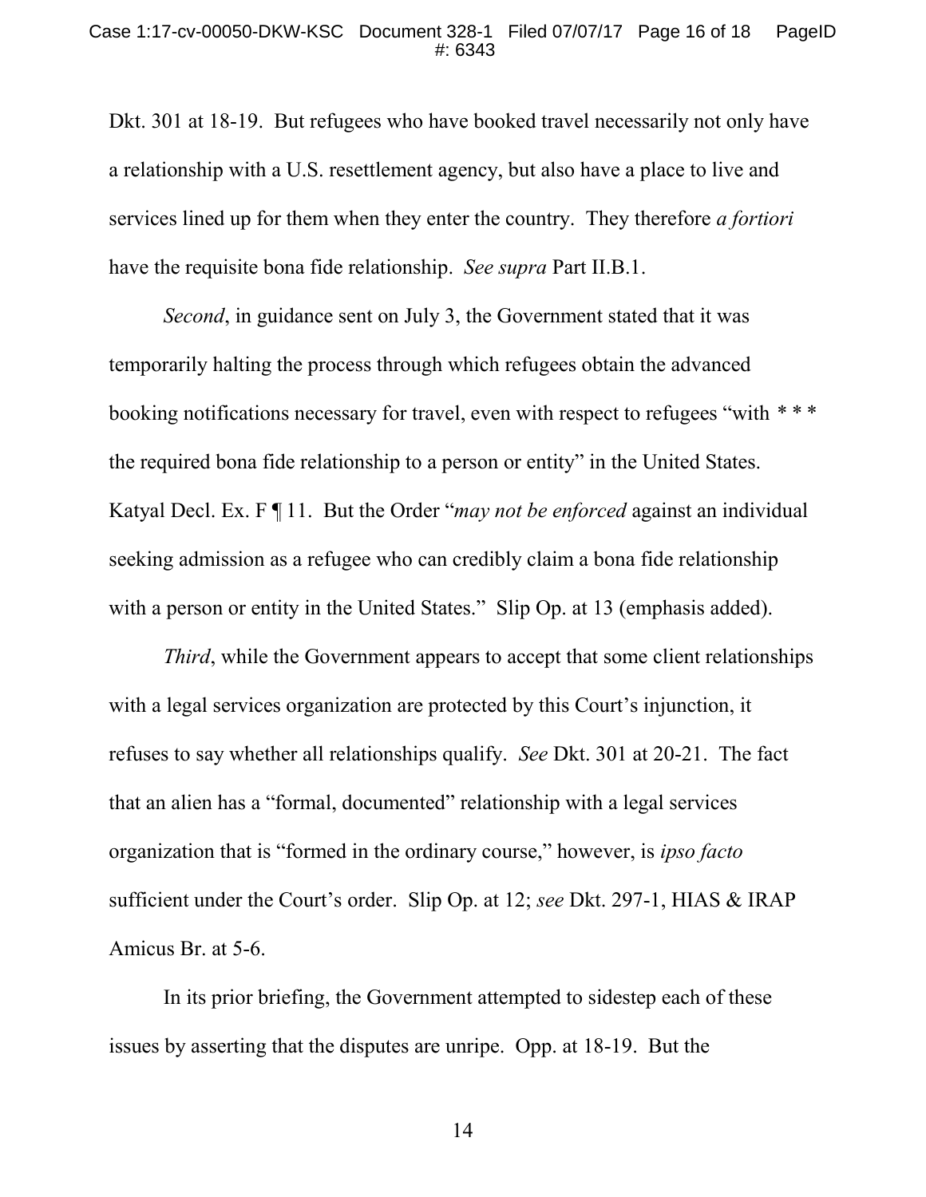Dkt. 301 at 18-19. But refugees who have booked travel necessarily not only have a relationship with a U.S. resettlement agency, but also have a place to live and services lined up for them when they enter the country. They therefore *a fortiori* have the requisite bona fide relationship. *See supra* Part II.B.1.

*Second*, in guidance sent on July 3, the Government stated that it was temporarily halting the process through which refugees obtain the advanced booking notifications necessary for travel, even with respect to refugees "with * * * the required bona fide relationship to a person or entity" in the United States. Katyal Decl. Ex. F ¶ 11. But the Order "*may not be enforced* against an individual seeking admission as a refugee who can credibly claim a bona fide relationship with a person or entity in the United States." Slip Op. at 13 (emphasis added).

*Third*, while the Government appears to accept that some client relationships with a legal services organization are protected by this Court's injunction, it refuses to say whether all relationships qualify. *See* Dkt. 301 at 20-21. The fact that an alien has a "formal, documented" relationship with a legal services organization that is "formed in the ordinary course," however, is *ipso facto* sufficient under the Court's order. Slip Op. at 12; *see* Dkt. 297-1, HIAS & IRAP Amicus Br. at 5-6.

In its prior briefing, the Government attempted to sidestep each of these issues by asserting that the disputes are unripe. Opp. at 18-19. But the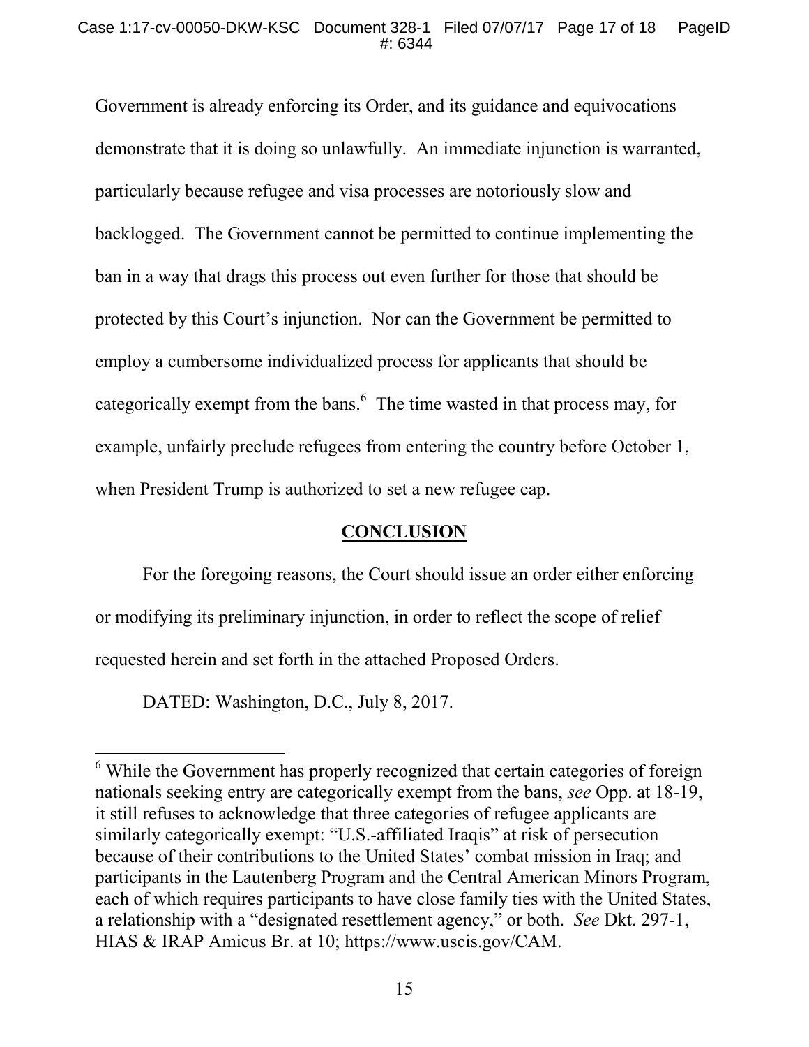Government is already enforcing its Order, and its guidance and equivocations demonstrate that it is doing so unlawfully. An immediate injunction is warranted, particularly because refugee and visa processes are notoriously slow and backlogged. The Government cannot be permitted to continue implementing the ban in a way that drags this process out even further for those that should be protected by this Court's injunction. Nor can the Government be permitted to employ a cumbersome individualized process for applicants that should be categorically exempt from the bans.[6] The time wasted in that process may, for example, unfairly preclude refugees from entering the country before October 1, when President Trump is authorized to set a new refugee cap.

## CONCLUSION

For the foregoing reasons, the Court should issue an order either enforcing or modifying its preliminary injunction, in order to reflect the scope of relief requested herein and set forth in the attached Proposed Orders.

DATED: Washington, D.C., July 8, 2017.

---

[6] While the Government has properly recognized that certain categories of foreign nationals seeking entry are categorically exempt from the bans, *see* Opp. at 18-19, it still refuses to acknowledge that three categories of refugee applicants are similarly categorically exempt: "U.S.-affiliated Iraqis" at risk of persecution because of their contributions to the United States' combat mission in Iraq; and participants in the Lautenberg Program and the Central American Minors Program, each of which requires participants to have close family ties with the United States, a relationship with a "designated resettlement agency," or both. *See* Dkt. 297-1, HIAS & IRAP Amicus Br. at 10; https://www.uscis.gov/CAM.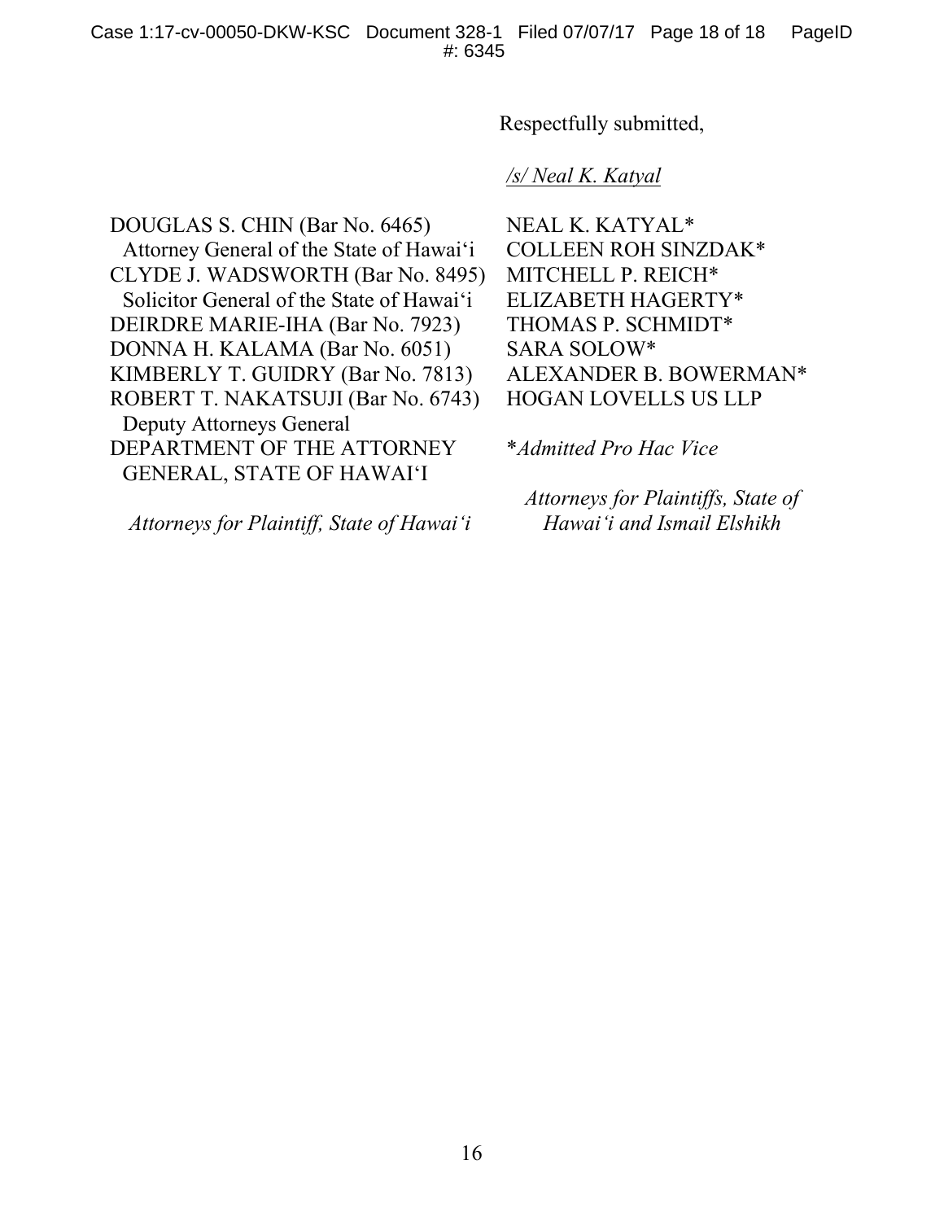Respectfully submitted,

*/s/ Neal K. Katyal*

DOUGLAS S. CHIN (Bar No. 6465)
Attorney General of the State of Hawai'i
CLYDE J. WADSWORTH (Bar No. 8495)
Solicitor General of the State of Hawai'i
DEIRDRE MARIE-IHA (Bar No. 7923)
DONNA H. KALAMA (Bar No. 6051)
KIMBERLY T. GUIDRY (Bar No. 7813)
ROBERT T. NAKATSUJI (Bar No. 6743)
Deputy Attorneys General
DEPARTMENT OF THE ATTORNEY GENERAL, STATE OF HAWAI'I

*Attorneys for Plaintiff, State of Hawai'i*

NEAL K. KATYAL*
COLLEEN ROH SINZDAK*
MITCHELL P. REICH*
ELIZABETH HAGERTY*
THOMAS P. SCHMIDT*
SARA SOLOW*
ALEXANDER B. BOWERMAN*
HOGAN LOVELLS US LLP

**Admitted Pro Hac Vice*

*Attorneys for Plaintiffs, State of Hawai'i and Ismail Elshikh*